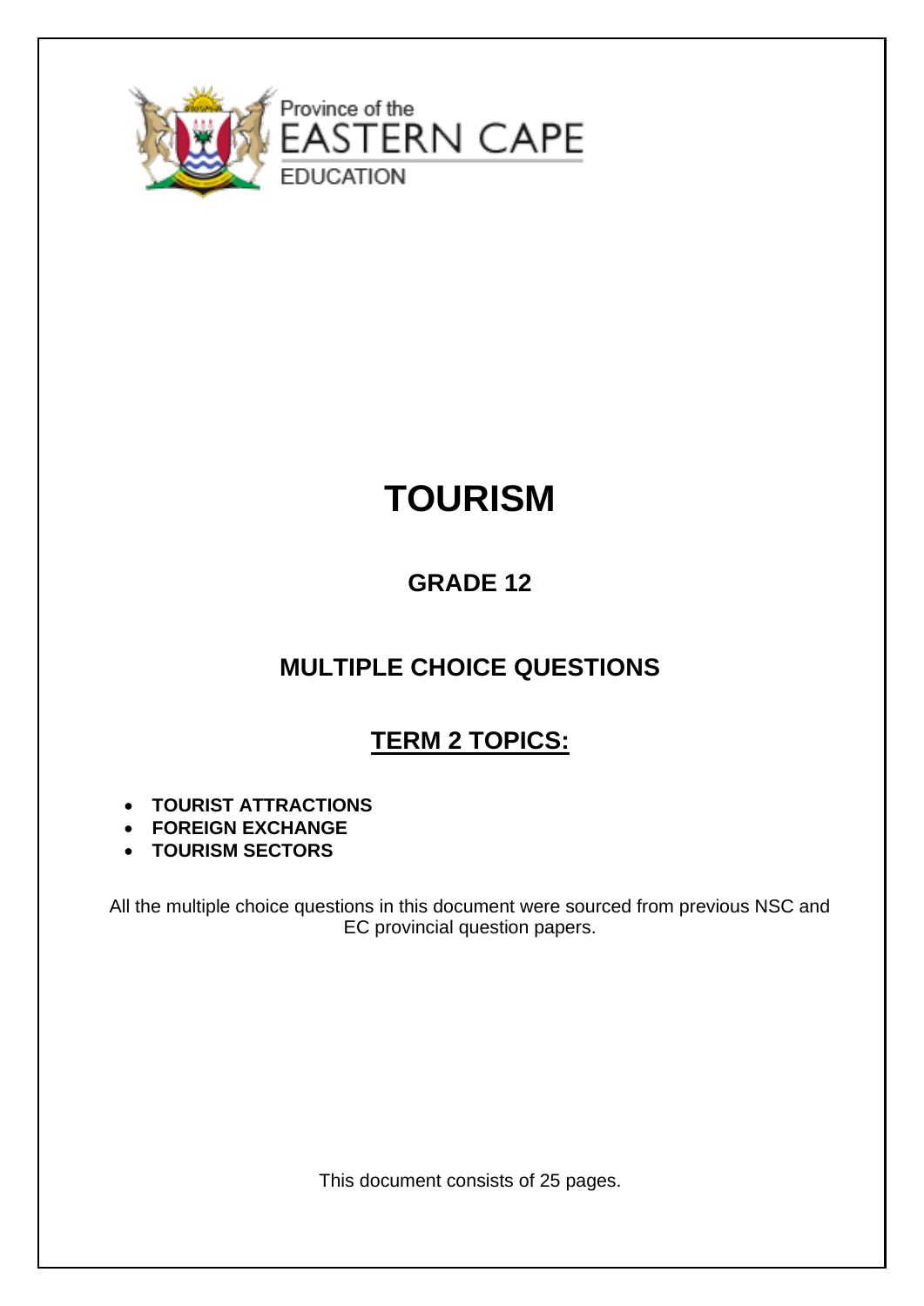Province of the
EASTERN CAPE
EDUCATION

# TOURISM

## GRADE 12

## MULTIPLE CHOICE QUESTIONS

## TERM 2 TOPICS:

- **TOURIST ATTRACTIONS**
- **FOREIGN EXCHANGE**
- **TOURISM SECTORS**

All the multiple choice questions in this document were sourced from previous NSC and EC provincial question papers.

This document consists of 25 pages.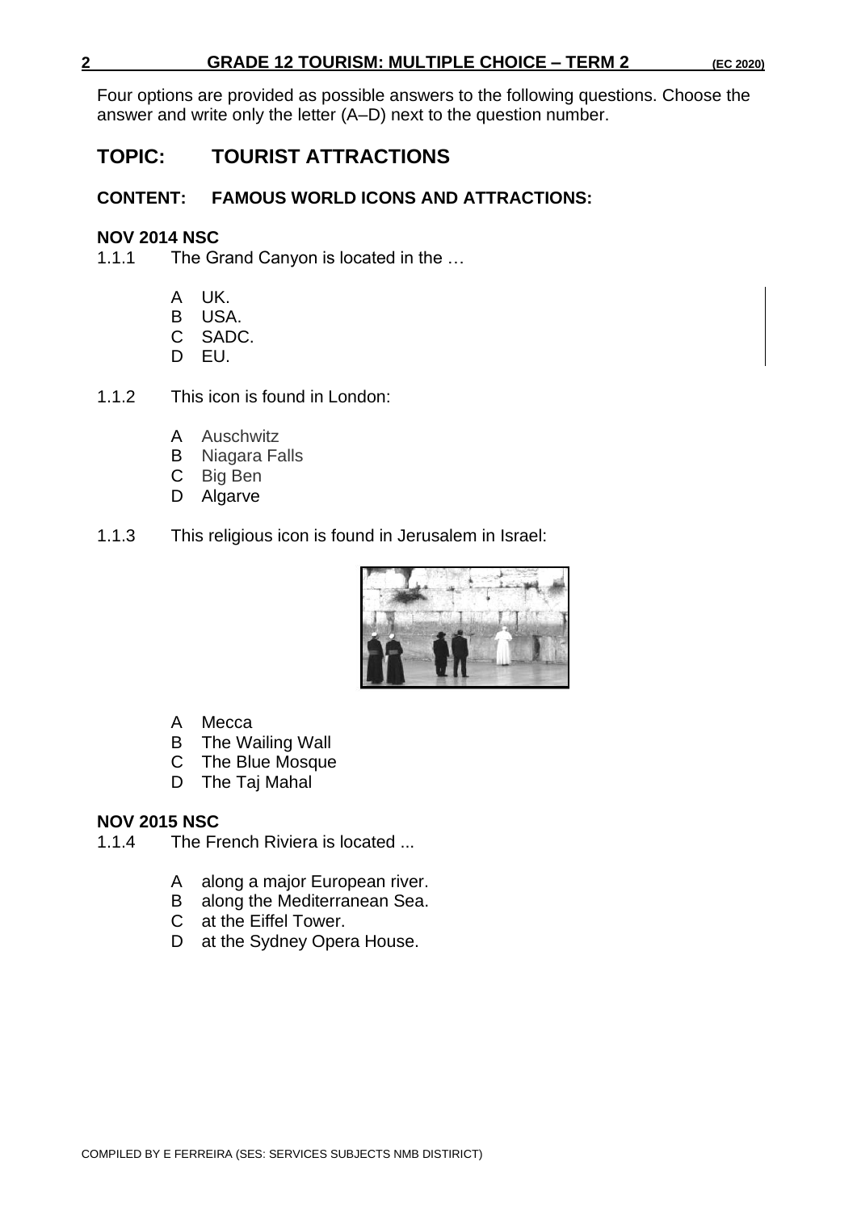Four options are provided as possible answers to the following questions. Choose the answer and write only the letter (A–D) next to the question number.

# TOPIC: TOURIST ATTRACTIONS

## CONTENT: FAMOUS WORLD ICONS AND ATTRACTIONS:

### NOV 2014 NSC

1.1.1 The Grand Canyon is located in the …

- A UK.
- B USA.
- C SADC.
- D EU.

1.1.2 This icon is found in London:

- A Auschwitz
- B Niagara Falls
- C Big Ben
- D Algarve

1.1.3 This religious icon is found in Jerusalem in Israel:

- A Mecca
- B The Wailing Wall
- C The Blue Mosque
- D The Taj Mahal

### NOV 2015 NSC

1.1.4 The French Riviera is located ...

- A along a major European river.
- B along the Mediterranean Sea.
- C at the Eiffel Tower.
- D at the Sydney Opera House.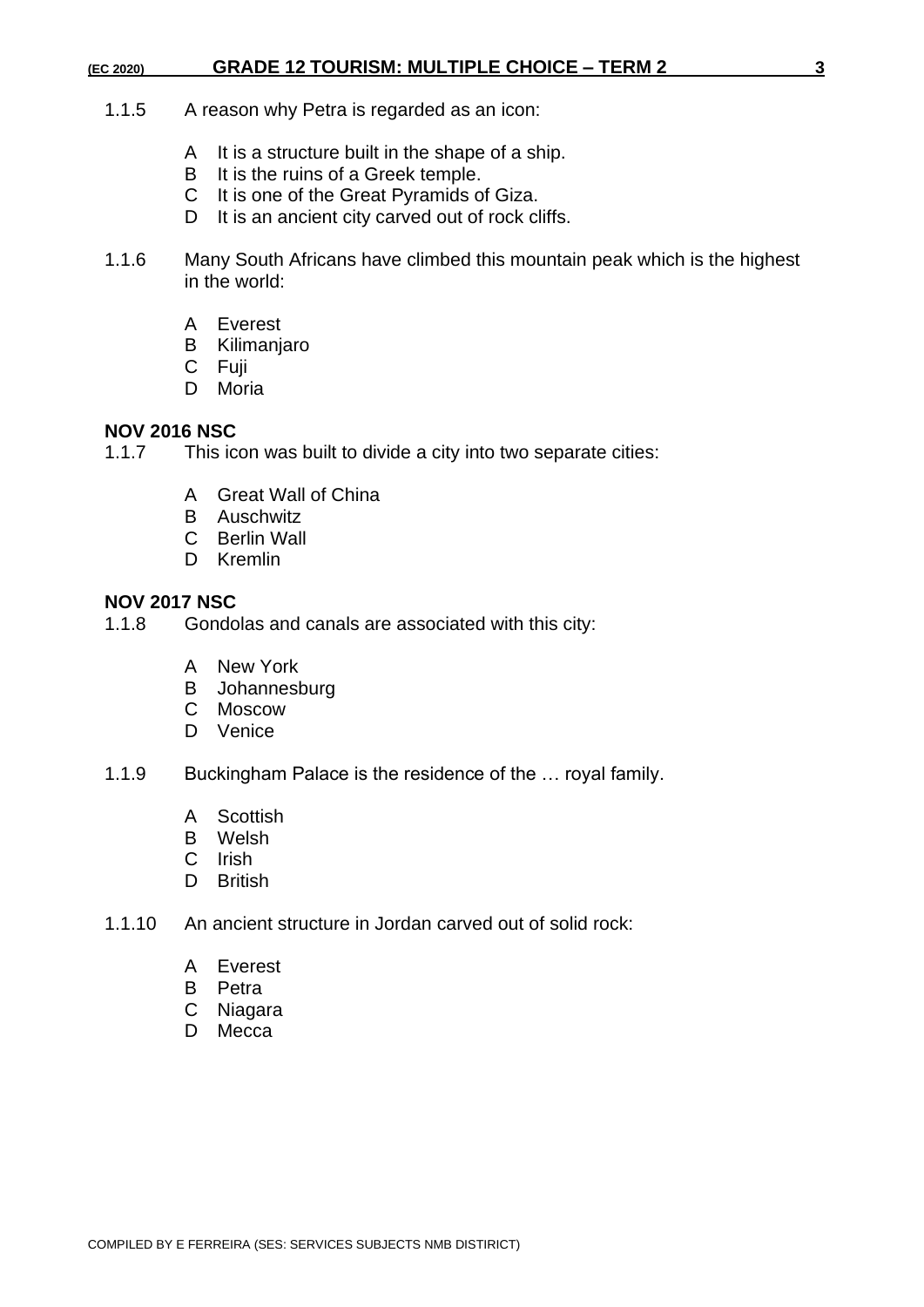1.1.5 A reason why Petra is regarded as an icon:

- A It is a structure built in the shape of a ship.
- B It is the ruins of a Greek temple.
- C It is one of the Great Pyramids of Giza.
- D It is an ancient city carved out of rock cliffs.

1.1.6 Many South Africans have climbed this mountain peak which is the highest in the world:

- A Everest
- B Kilimanjaro
- C Fuji
- D Moria

**NOV 2016 NSC**

1.1.7 This icon was built to divide a city into two separate cities:

- A Great Wall of China
- B Auschwitz
- C Berlin Wall
- D Kremlin

**NOV 2017 NSC**

1.1.8 Gondolas and canals are associated with this city:

- A New York
- B Johannesburg
- C Moscow
- D Venice

1.1.9 Buckingham Palace is the residence of the … royal family.

- A Scottish
- B Welsh
- C Irish
- D British

1.1.10 An ancient structure in Jordan carved out of solid rock:

- A Everest
- B Petra
- C Niagara
- D Mecca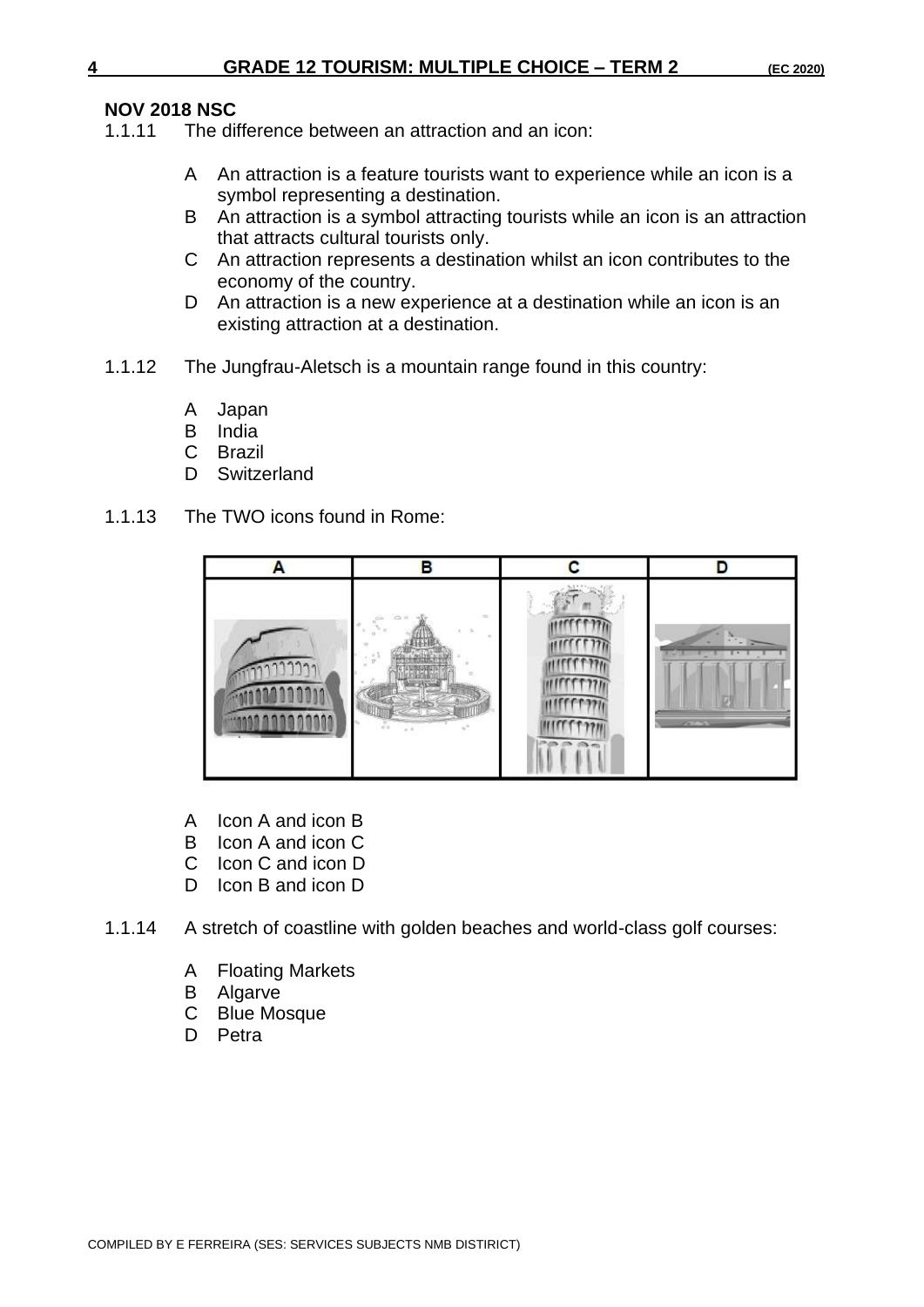**NOV 2018 NSC**

1.1.11 The difference between an attraction and an icon:

A An attraction is a feature tourists want to experience while an icon is a symbol representing a destination.
B An attraction is a symbol attracting tourists while an icon is an attraction that attracts cultural tourists only.
C An attraction represents a destination whilst an icon contributes to the economy of the country.
D An attraction is a new experience at a destination while an icon is an existing attraction at a destination.

1.1.12 The Jungfrau-Aletsch is a mountain range found in this country:

A Japan
B India
C Brazil
D Switzerland

1.1.13 The TWO icons found in Rome:

| A | B | C | D |
|---|---|---|---|
| | | | |

A Icon A and icon B
B Icon A and icon C
C Icon C and icon D
D Icon B and icon D

1.1.14 A stretch of coastline with golden beaches and world-class golf courses:

A Floating Markets
B Algarve
C Blue Mosque
D Petra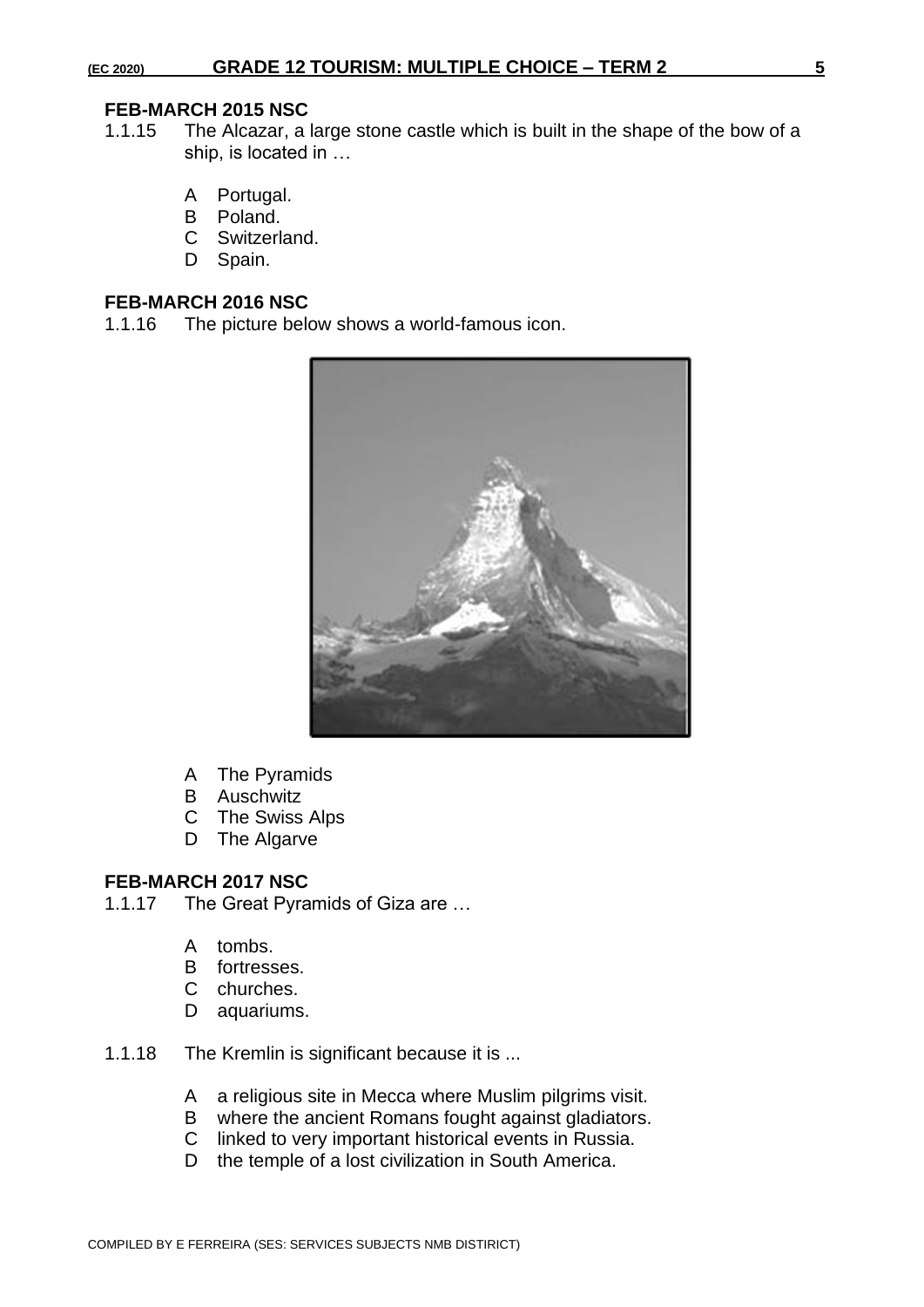**FEB-MARCH 2015 NSC**

1.1.15 The Alcazar, a large stone castle which is built in the shape of the bow of a ship, is located in …

- A Portugal.
- B Poland.
- C Switzerland.
- D Spain.

**FEB-MARCH 2016 NSC**

1.1.16 The picture below shows a world-famous icon.

- A The Pyramids
- B Auschwitz
- C The Swiss Alps
- D The Algarve

**FEB-MARCH 2017 NSC**

1.1.17 The Great Pyramids of Giza are …

- A tombs.
- B fortresses.
- C churches.
- D aquariums.

1.1.18 The Kremlin is significant because it is ...

- A a religious site in Mecca where Muslim pilgrims visit.
- B where the ancient Romans fought against gladiators.
- C linked to very important historical events in Russia.
- D the temple of a lost civilization in South America.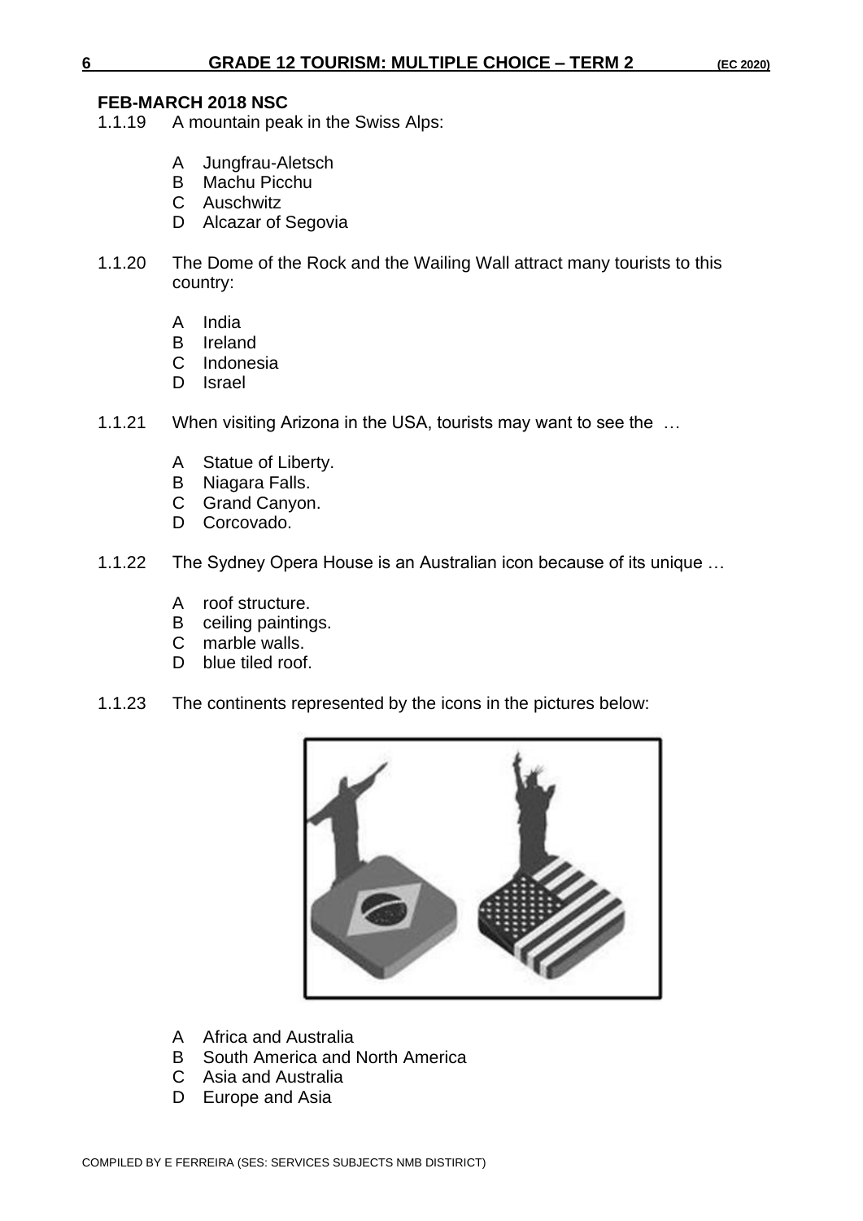**FEB-MARCH 2018 NSC**

1.1.19 A mountain peak in the Swiss Alps:

- A Jungfrau-Aletsch
- B Machu Picchu
- C Auschwitz
- D Alcazar of Segovia

1.1.20 The Dome of the Rock and the Wailing Wall attract many tourists to this country:

- A India
- B Ireland
- C Indonesia
- D Israel

1.1.21 When visiting Arizona in the USA, tourists may want to see the …

- A Statue of Liberty.
- B Niagara Falls.
- C Grand Canyon.
- D Corcovado.

1.1.22 The Sydney Opera House is an Australian icon because of its unique …

- A roof structure.
- B ceiling paintings.
- C marble walls.
- D blue tiled roof.

1.1.23 The continents represented by the icons in the pictures below:

- A Africa and Australia
- B South America and North America
- C Asia and Australia
- D Europe and Asia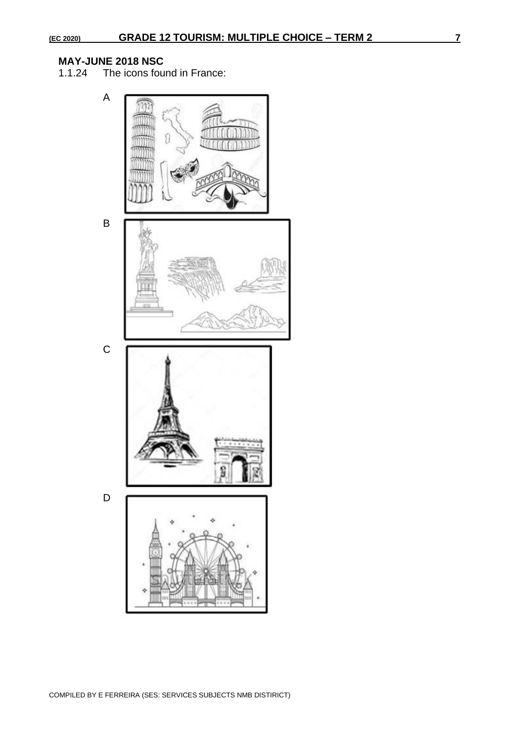**MAY-JUNE 2018 NSC**

1.1.24 The icons found in France:

A

B

C

D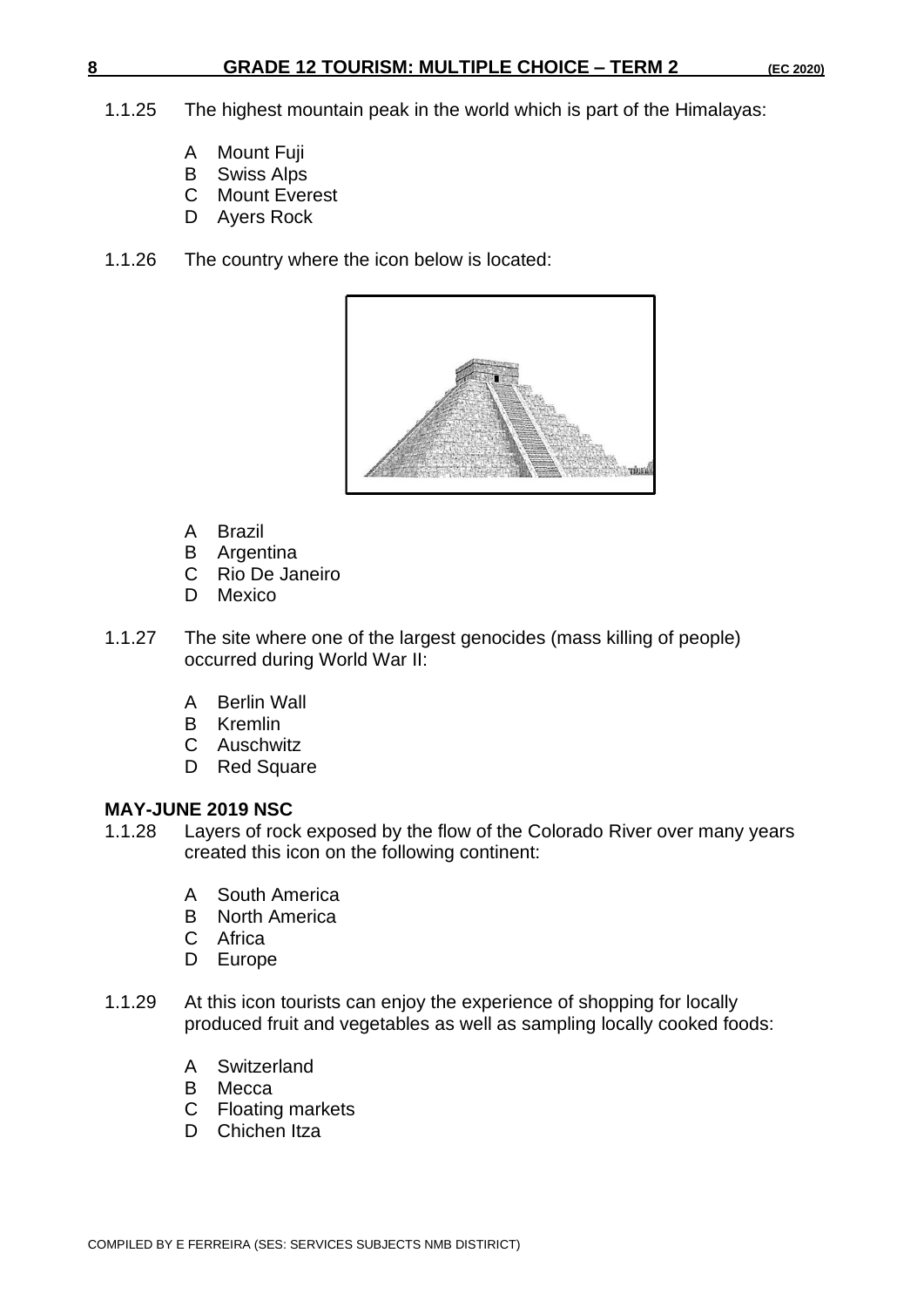1.1.25 The highest mountain peak in the world which is part of the Himalayas:

A Mount Fuji
B Swiss Alps
C Mount Everest
D Ayers Rock

1.1.26 The country where the icon below is located:

A Brazil
B Argentina
C Rio De Janeiro
D Mexico

1.1.27 The site where one of the largest genocides (mass killing of people) occurred during World War II:

A Berlin Wall
B Kremlin
C Auschwitz
D Red Square

**MAY-JUNE 2019 NSC**

1.1.28 Layers of rock exposed by the flow of the Colorado River over many years created this icon on the following continent:

A South America
B North America
C Africa
D Europe

1.1.29 At this icon tourists can enjoy the experience of shopping for locally produced fruit and vegetables as well as sampling locally cooked foods:

A Switzerland
B Mecca
C Floating markets
D Chichen Itza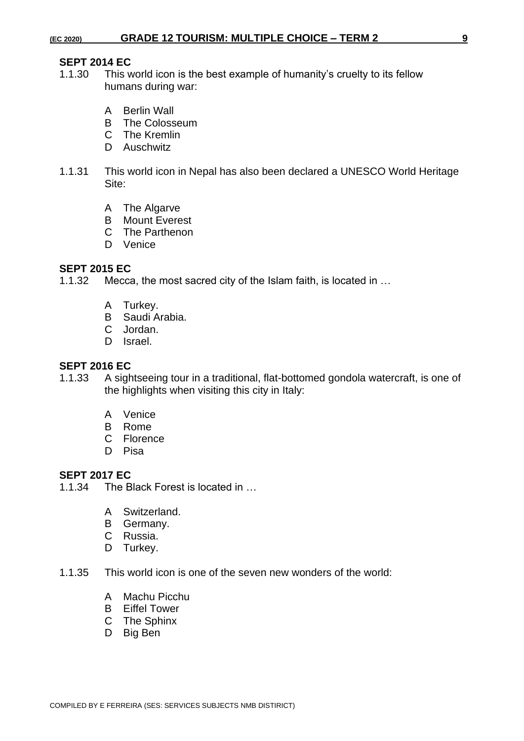**SEPT 2014 EC**

1.1.30 This world icon is the best example of humanity's cruelty to its fellow humans during war:

- A Berlin Wall
- B The Colosseum
- C The Kremlin
- D Auschwitz

1.1.31 This world icon in Nepal has also been declared a UNESCO World Heritage Site:

- A The Algarve
- B Mount Everest
- C The Parthenon
- D Venice

**SEPT 2015 EC**

1.1.32 Mecca, the most sacred city of the Islam faith, is located in …

- A Turkey.
- B Saudi Arabia.
- C Jordan.
- D Israel.

**SEPT 2016 EC**

1.1.33 A sightseeing tour in a traditional, flat-bottomed gondola watercraft, is one of the highlights when visiting this city in Italy:

- A Venice
- B Rome
- C Florence
- D Pisa

**SEPT 2017 EC**

1.1.34 The Black Forest is located in …

- A Switzerland.
- B Germany.
- C Russia.
- D Turkey.

1.1.35 This world icon is one of the seven new wonders of the world:

- A Machu Picchu
- B Eiffel Tower
- C The Sphinx
- D Big Ben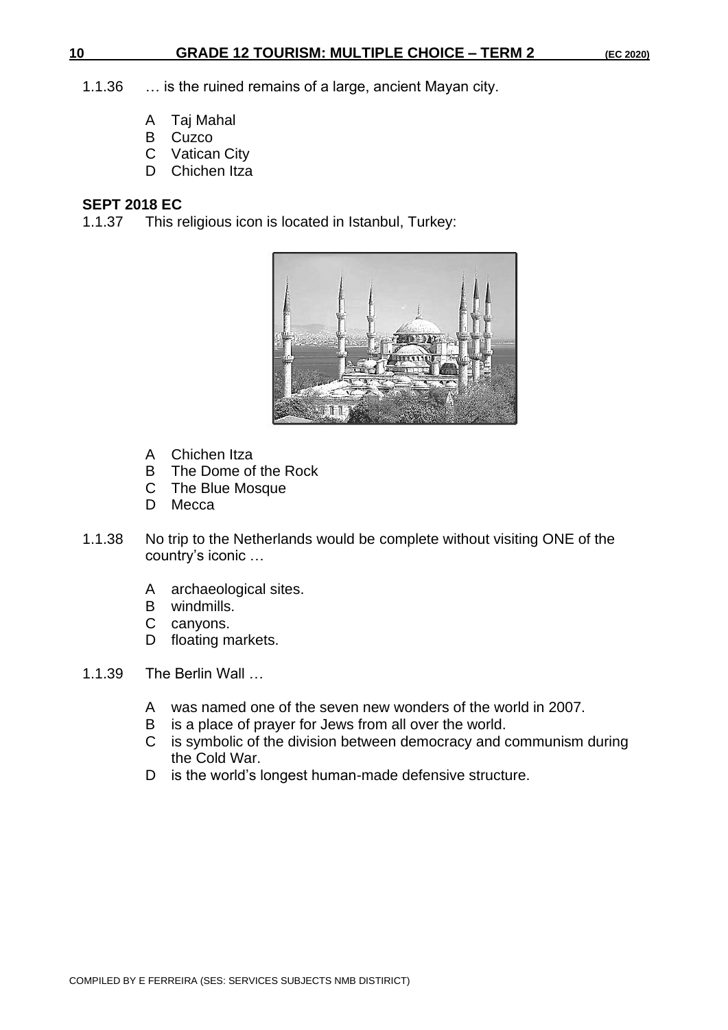1.1.36 … is the ruined remains of a large, ancient Mayan city.

- A Taj Mahal
- B Cuzco
- C Vatican City
- D Chichen Itza

**SEPT 2018 EC**

1.1.37 This religious icon is located in Istanbul, Turkey:

- A Chichen Itza
- B The Dome of the Rock
- C The Blue Mosque
- D Mecca

1.1.38 No trip to the Netherlands would be complete without visiting ONE of the country's iconic …

- A archaeological sites.
- B windmills.
- C canyons.
- D floating markets.

1.1.39 The Berlin Wall …

- A was named one of the seven new wonders of the world in 2007.
- B is a place of prayer for Jews from all over the world.
- C is symbolic of the division between democracy and communism during the Cold War.
- D is the world's longest human-made defensive structure.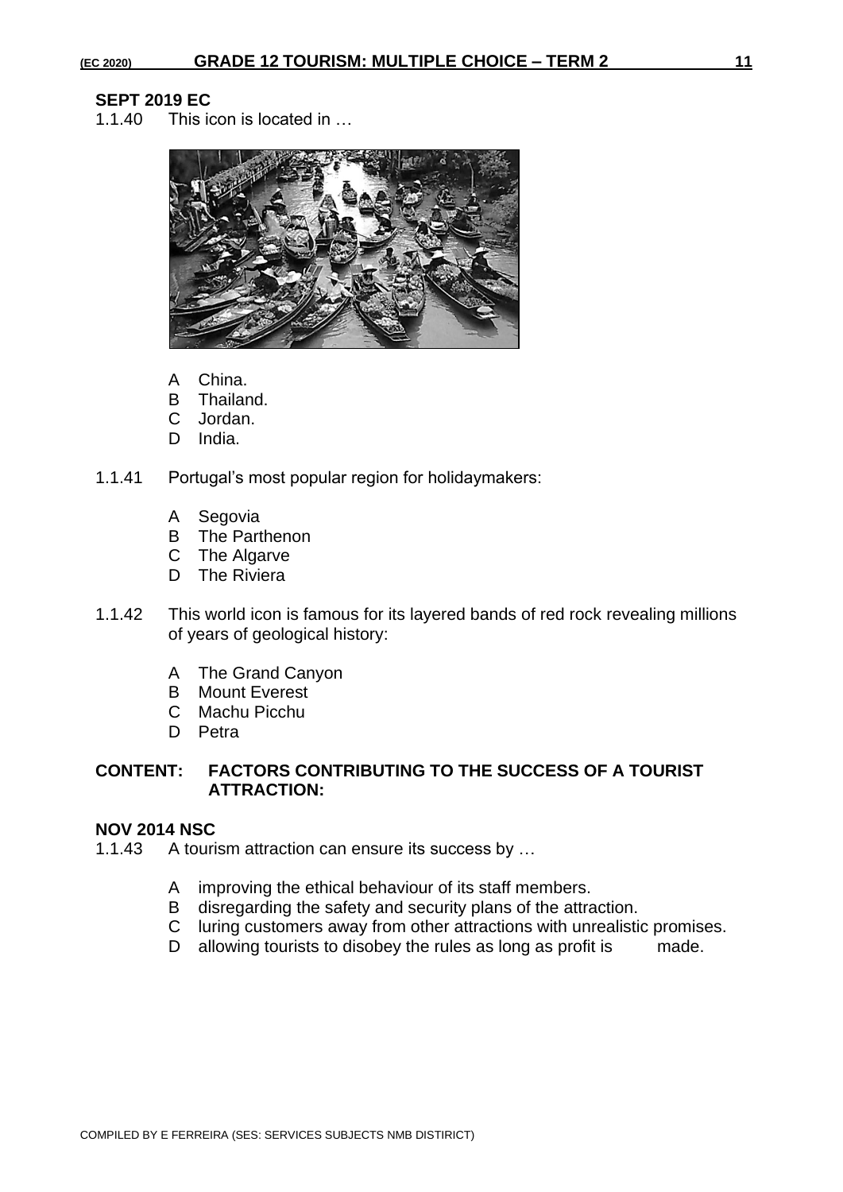**SEPT 2019 EC**

1.1.40 This icon is located in …

A China.
B Thailand.
C Jordan.
D India.

1.1.41 Portugal's most popular region for holidaymakers:

A Segovia
B The Parthenon
C The Algarve
D The Riviera

1.1.42 This world icon is famous for its layered bands of red rock revealing millions of years of geological history:

A The Grand Canyon
B Mount Everest
C Machu Picchu
D Petra

**CONTENT: FACTORS CONTRIBUTING TO THE SUCCESS OF A TOURIST ATTRACTION:**

**NOV 2014 NSC**

1.1.43 A tourism attraction can ensure its success by …

A improving the ethical behaviour of its staff members.
B disregarding the safety and security plans of the attraction.
C luring customers away from other attractions with unrealistic promises.
D allowing tourists to disobey the rules as long as profit is made.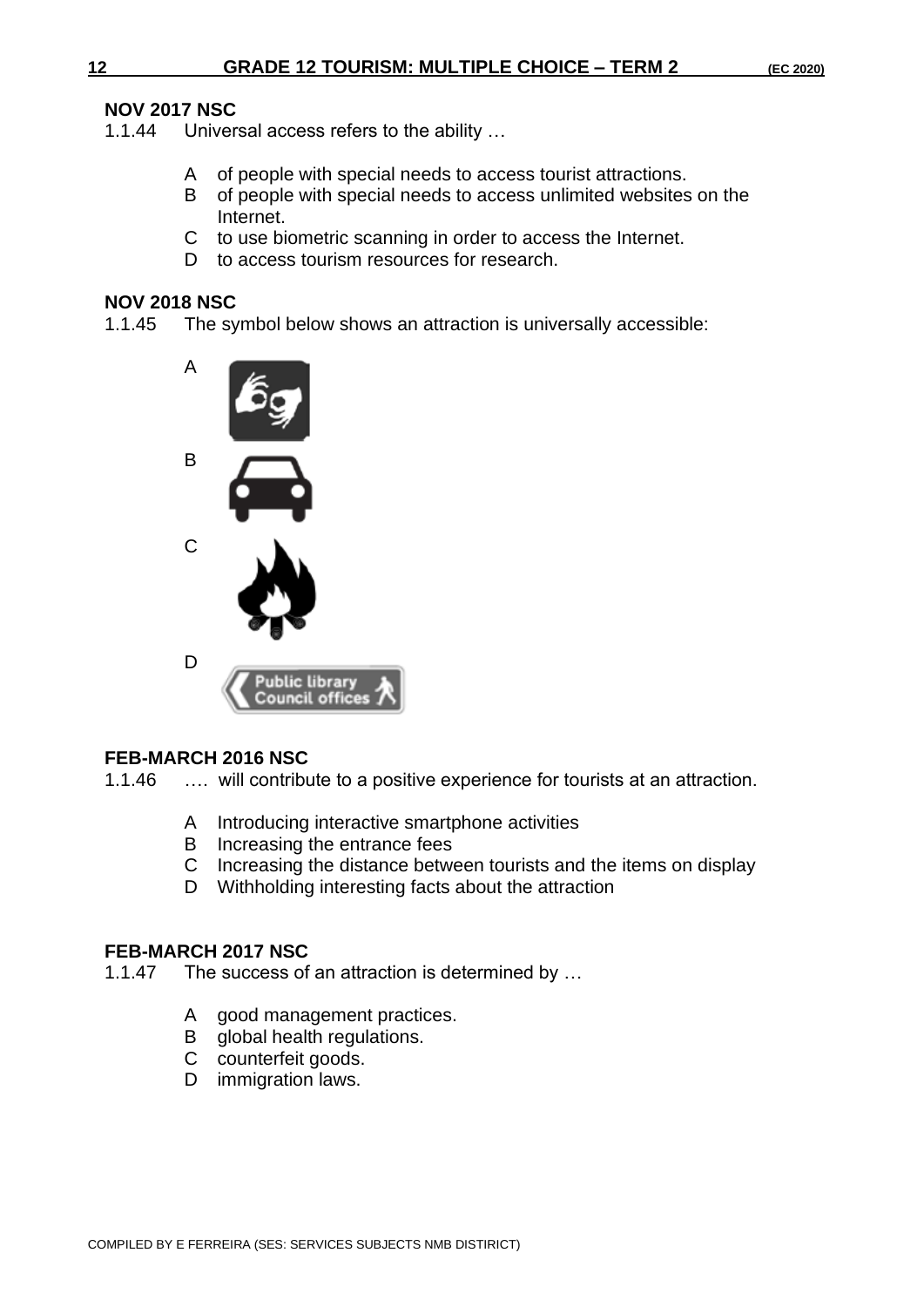**NOV 2017 NSC**

1.1.44 Universal access refers to the ability …

- A of people with special needs to access tourist attractions.
- B of people with special needs to access unlimited websites on the Internet.
- C to use biometric scanning in order to access the Internet.
- D to access tourism resources for research.

**NOV 2018 NSC**

1.1.45 The symbol below shows an attraction is universally accessible:

- A
- B
- C
- D Public library Council offices

**FEB-MARCH 2016 NSC**

1.1.46 …. will contribute to a positive experience for tourists at an attraction.

- A Introducing interactive smartphone activities
- B Increasing the entrance fees
- C Increasing the distance between tourists and the items on display
- D Withholding interesting facts about the attraction

**FEB-MARCH 2017 NSC**

1.1.47 The success of an attraction is determined by …

- A good management practices.
- B global health regulations.
- C counterfeit goods.
- D immigration laws.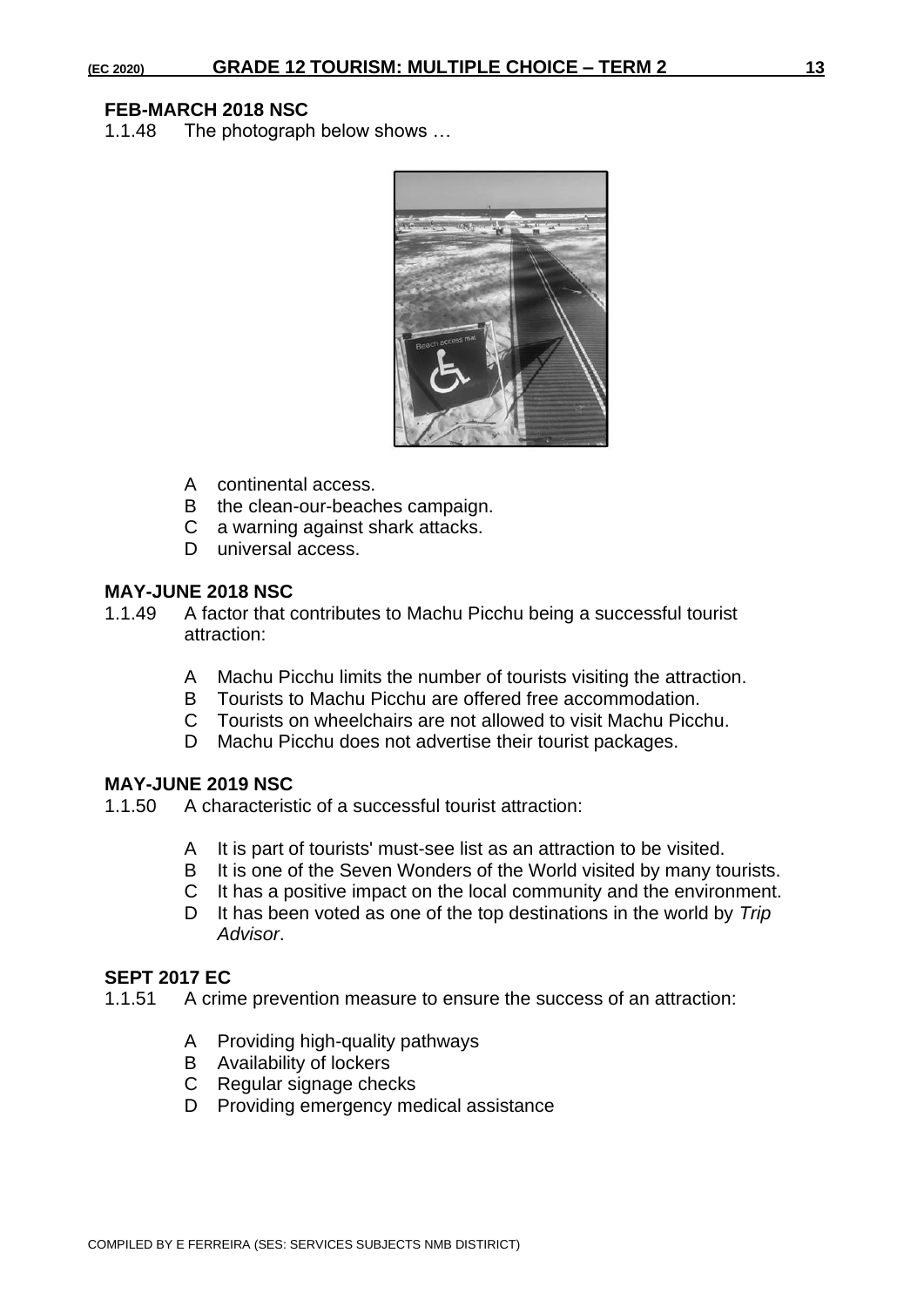**FEB-MARCH 2018 NSC**

1.1.48 The photograph below shows …

- A continental access.
- B the clean-our-beaches campaign.
- C a warning against shark attacks.
- D universal access.

**MAY-JUNE 2018 NSC**

1.1.49 A factor that contributes to Machu Picchu being a successful tourist attraction:

- A Machu Picchu limits the number of tourists visiting the attraction.
- B Tourists to Machu Picchu are offered free accommodation.
- C Tourists on wheelchairs are not allowed to visit Machu Picchu.
- D Machu Picchu does not advertise their tourist packages.

**MAY-JUNE 2019 NSC**

1.1.50 A characteristic of a successful tourist attraction:

- A It is part of tourists' must-see list as an attraction to be visited.
- B It is one of the Seven Wonders of the World visited by many tourists.
- C It has a positive impact on the local community and the environment.
- D It has been voted as one of the top destinations in the world by *Trip Advisor*.

**SEPT 2017 EC**

1.1.51 A crime prevention measure to ensure the success of an attraction:

- A Providing high-quality pathways
- B Availability of lockers
- C Regular signage checks
- D Providing emergency medical assistance

COMPILED BY E FERREIRA (SES: SERVICES SUBJECTS NMB DISTIRICT)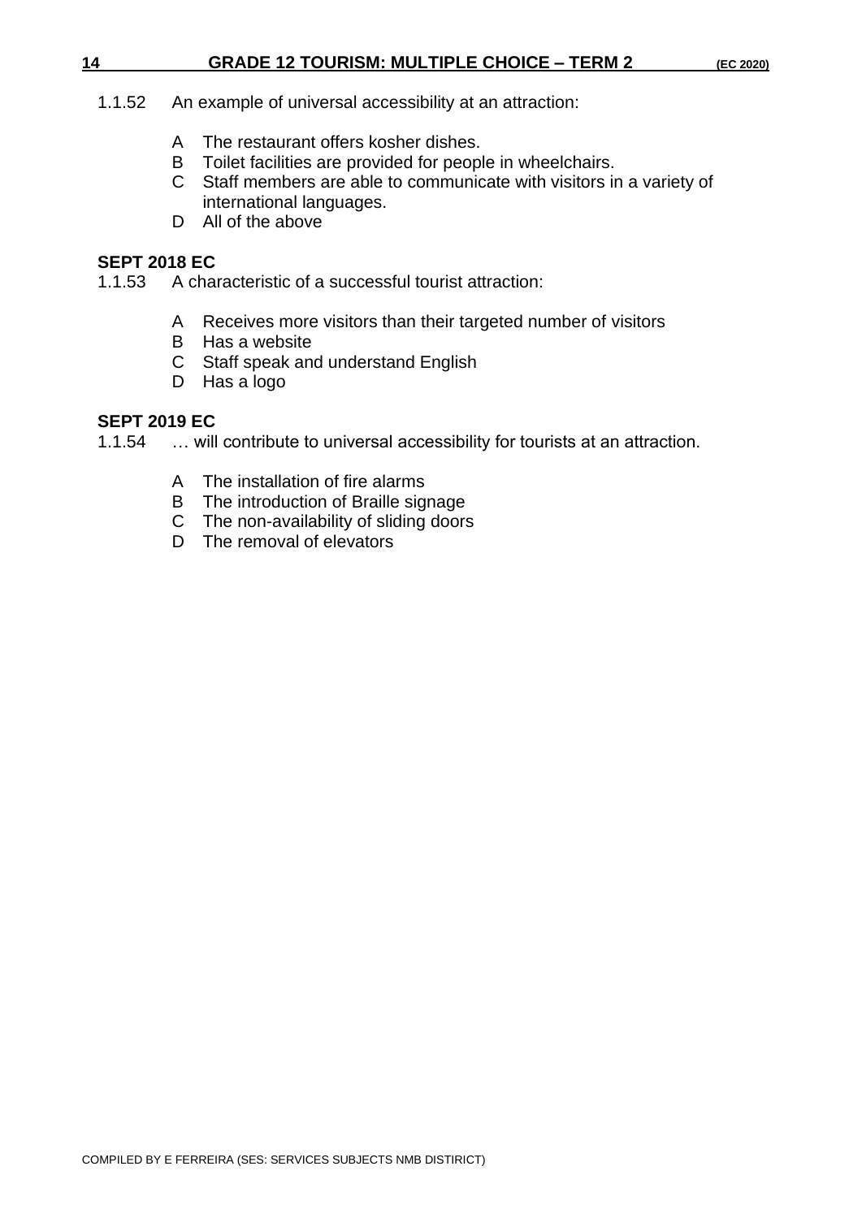1.1.52 An example of universal accessibility at an attraction:

A The restaurant offers kosher dishes.
B Toilet facilities are provided for people in wheelchairs.
C Staff members are able to communicate with visitors in a variety of international languages.
D All of the above

**SEPT 2018 EC**

1.1.53 A characteristic of a successful tourist attraction:

A Receives more visitors than their targeted number of visitors
B Has a website
C Staff speak and understand English
D Has a logo

**SEPT 2019 EC**

1.1.54 … will contribute to universal accessibility for tourists at an attraction.

A The installation of fire alarms
B The introduction of Braille signage
C The non-availability of sliding doors
D The removal of elevators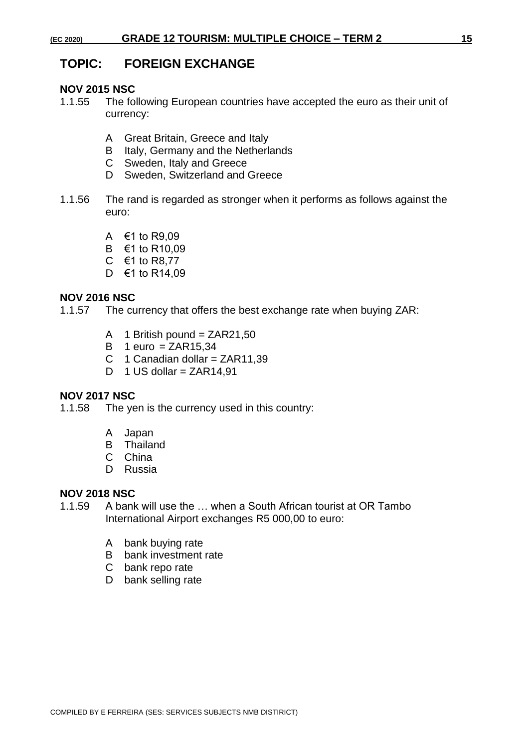# TOPIC: FOREIGN EXCHANGE

**NOV 2015 NSC**

1.1.55 The following European countries have accepted the euro as their unit of currency:

- A Great Britain, Greece and Italy
- B Italy, Germany and the Netherlands
- C Sweden, Italy and Greece
- D Sweden, Switzerland and Greece

1.1.56 The rand is regarded as stronger when it performs as follows against the euro:

- A €1 to R9,09
- B €1 to R10,09
- C €1 to R8,77
- D €1 to R14,09

**NOV 2016 NSC**

1.1.57 The currency that offers the best exchange rate when buying ZAR:

- A 1 British pound = ZAR21,50
- B 1 euro = ZAR15,34
- C 1 Canadian dollar = ZAR11,39
- D 1 US dollar = ZAR14,91

**NOV 2017 NSC**

1.1.58 The yen is the currency used in this country:

- A Japan
- B Thailand
- C China
- D Russia

**NOV 2018 NSC**

1.1.59 A bank will use the … when a South African tourist at OR Tambo International Airport exchanges R5 000,00 to euro:

- A bank buying rate
- B bank investment rate
- C bank repo rate
- D bank selling rate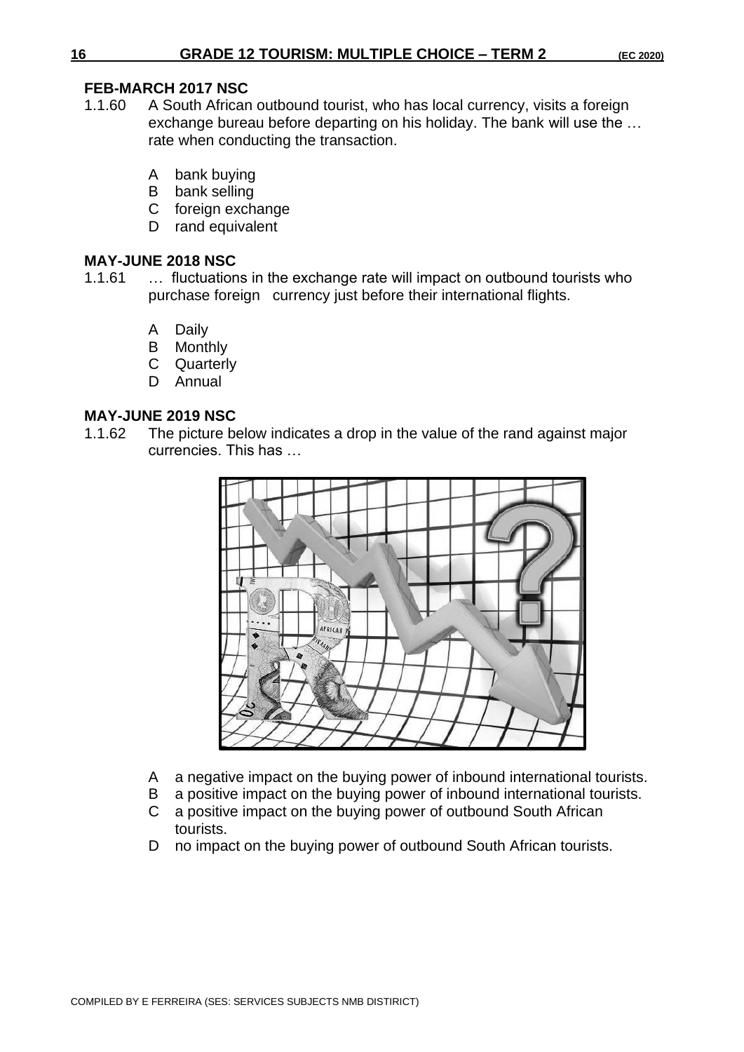### FEB-MARCH 2017 NSC

1.1.60 A South African outbound tourist, who has local currency, visits a foreign exchange bureau before departing on his holiday. The bank will use the … rate when conducting the transaction.

- A bank buying
- B bank selling
- C foreign exchange
- D rand equivalent

### MAY-JUNE 2018 NSC

1.1.61 … fluctuations in the exchange rate will impact on outbound tourists who purchase foreign currency just before their international flights.

- A Daily
- B Monthly
- C Quarterly
- D Annual

### MAY-JUNE 2019 NSC

1.1.62 The picture below indicates a drop in the value of the rand against major currencies. This has …

- A a negative impact on the buying power of inbound international tourists.
- B a positive impact on the buying power of inbound international tourists.
- C a positive impact on the buying power of outbound South African tourists.
- D no impact on the buying power of outbound South African tourists.

COMPILED BY E FERREIRA (SES: SERVICES SUBJECTS NMB DISTIRICT)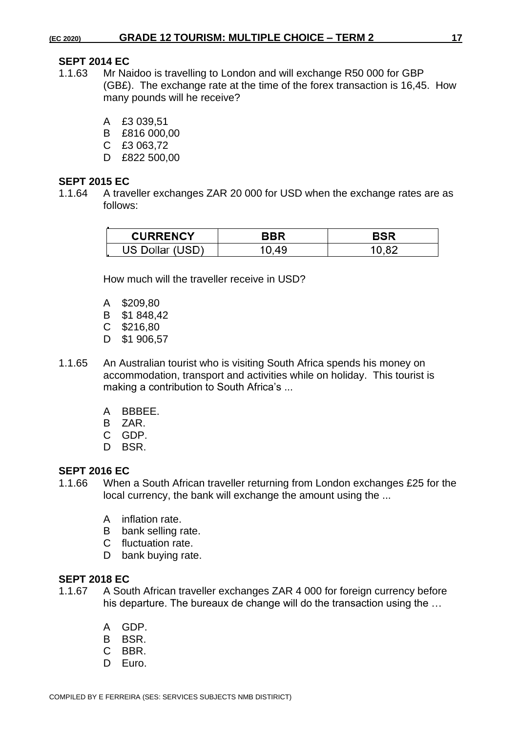**SEPT 2014 EC**

1.1.63 Mr Naidoo is travelling to London and will exchange R50 000 for GBP (GB£). The exchange rate at the time of the forex transaction is 16,45. How many pounds will he receive?

- A £3 039,51
- B £816 000,00
- C £3 063,72
- D £822 500,00

**SEPT 2015 EC**

1.1.64 A traveller exchanges ZAR 20 000 for USD when the exchange rates are as follows:

| CURRENCY | BBR | BSR |
|---|---|---|
| US Dollar (USD) | 10,49 | 10,82 |

How much will the traveller receive in USD?

- A $209,80
- B $1 848,42
- C $216,80
- D $1 906,57

1.1.65 An Australian tourist who is visiting South Africa spends his money on accommodation, transport and activities while on holiday. This tourist is making a contribution to South Africa's ...

- A BBBEE.
- B ZAR.
- C GDP.
- D BSR.

**SEPT 2016 EC**

1.1.66 When a South African traveller returning from London exchanges £25 for the local currency, the bank will exchange the amount using the ...

- A inflation rate.
- B bank selling rate.
- C fluctuation rate.
- D bank buying rate.

**SEPT 2018 EC**

1.1.67 A South African traveller exchanges ZAR 4 000 for foreign currency before his departure. The bureaux de change will do the transaction using the …

- A GDP.
- B BSR.
- C BBR.
- D Euro.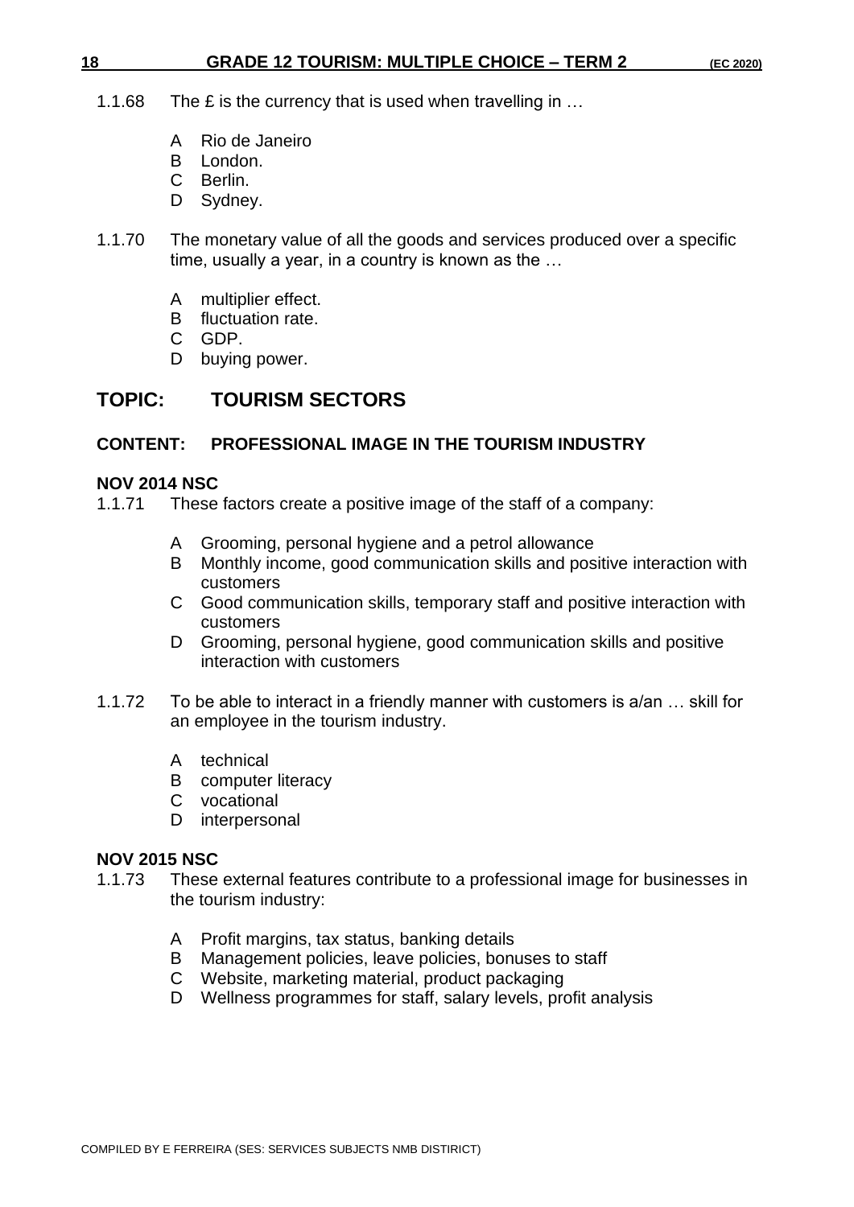1.1.68 The £ is the currency that is used when travelling in …

A Rio de Janeiro
B London.
C Berlin.
D Sydney.

1.1.70 The monetary value of all the goods and services produced over a specific time, usually a year, in a country is known as the …

A multiplier effect.
B fluctuation rate.
C GDP.
D buying power.

## TOPIC: TOURISM SECTORS

### CONTENT: PROFESSIONAL IMAGE IN THE TOURISM INDUSTRY

**NOV 2014 NSC**

1.1.71 These factors create a positive image of the staff of a company:

A Grooming, personal hygiene and a petrol allowance
B Monthly income, good communication skills and positive interaction with customers
C Good communication skills, temporary staff and positive interaction with customers
D Grooming, personal hygiene, good communication skills and positive interaction with customers

1.1.72 To be able to interact in a friendly manner with customers is a/an … skill for an employee in the tourism industry.

A technical
B computer literacy
C vocational
D interpersonal

**NOV 2015 NSC**

1.1.73 These external features contribute to a professional image for businesses in the tourism industry:

A Profit margins, tax status, banking details
B Management policies, leave policies, bonuses to staff
C Website, marketing material, product packaging
D Wellness programmes for staff, salary levels, profit analysis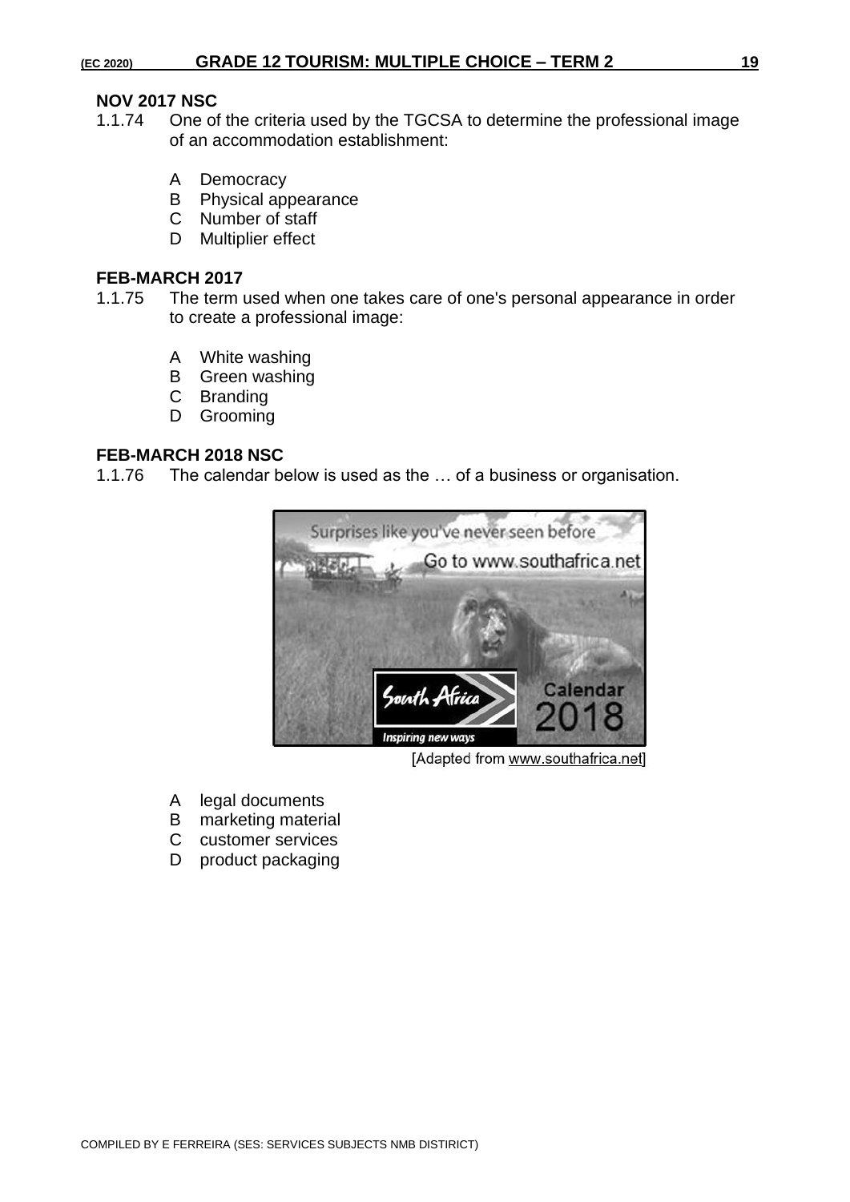**NOV 2017 NSC**

1.1.74 One of the criteria used by the TGCSA to determine the professional image of an accommodation establishment:

A Democracy
B Physical appearance
C Number of staff
D Multiplier effect

**FEB-MARCH 2017**

1.1.75 The term used when one takes care of one's personal appearance in order to create a professional image:

A White washing
B Green washing
C Branding
D Grooming

**FEB-MARCH 2018 NSC**

1.1.76 The calendar below is used as the … of a business or organisation.

[Adapted from www.southafrica.net]

A legal documents
B marketing material
C customer services
D product packaging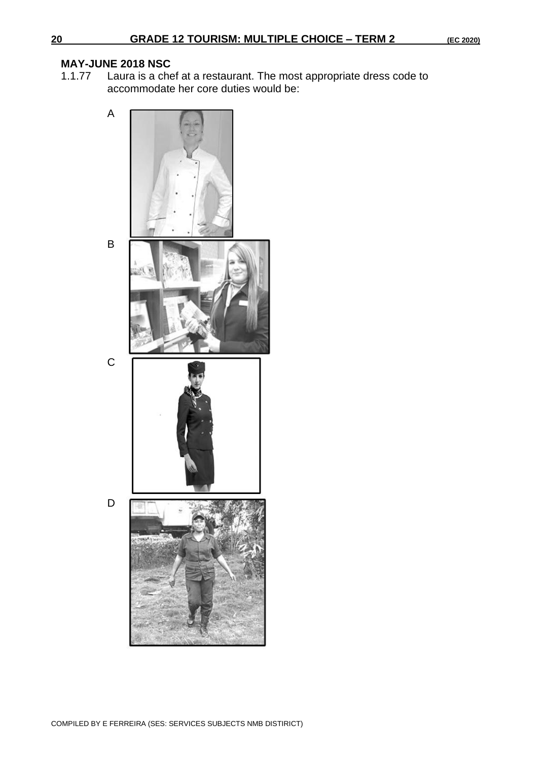**MAY-JUNE 2018 NSC**

1.1.77 Laura is a chef at a restaurant. The most appropriate dress code to accommodate her core duties would be:

A

B

C

D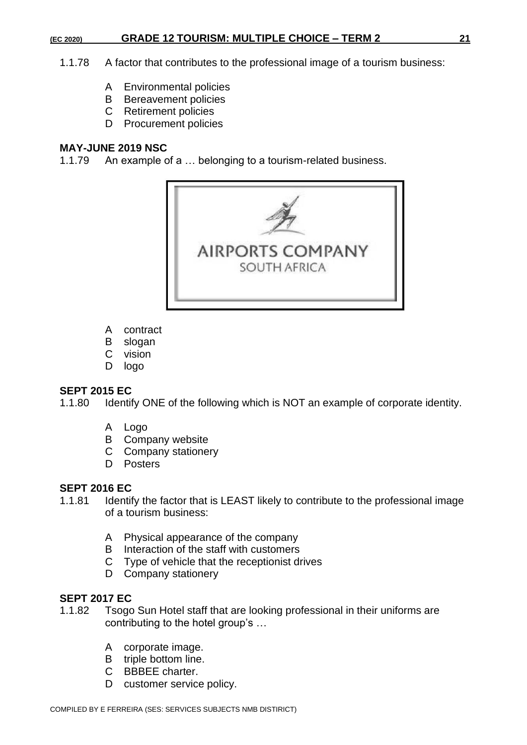1.1.78 A factor that contributes to the professional image of a tourism business:

- A Environmental policies
- B Bereavement policies
- C Retirement policies
- D Procurement policies

**MAY-JUNE 2019 NSC**

1.1.79 An example of a … belonging to a tourism-related business.

AIRPORTS COMPANY
SOUTH AFRICA

- A contract
- B slogan
- C vision
- D logo

**SEPT 2015 EC**

1.1.80 Identify ONE of the following which is NOT an example of corporate identity.

- A Logo
- B Company website
- C Company stationery
- D Posters

**SEPT 2016 EC**

1.1.81 Identify the factor that is LEAST likely to contribute to the professional image of a tourism business:

- A Physical appearance of the company
- B Interaction of the staff with customers
- C Type of vehicle that the receptionist drives
- D Company stationery

**SEPT 2017 EC**

1.1.82 Tsogo Sun Hotel staff that are looking professional in their uniforms are contributing to the hotel group's …

- A corporate image.
- B triple bottom line.
- C BBBEE charter.
- D customer service policy.

COMPILED BY E FERREIRA (SES: SERVICES SUBJECTS NMB DISITRICT)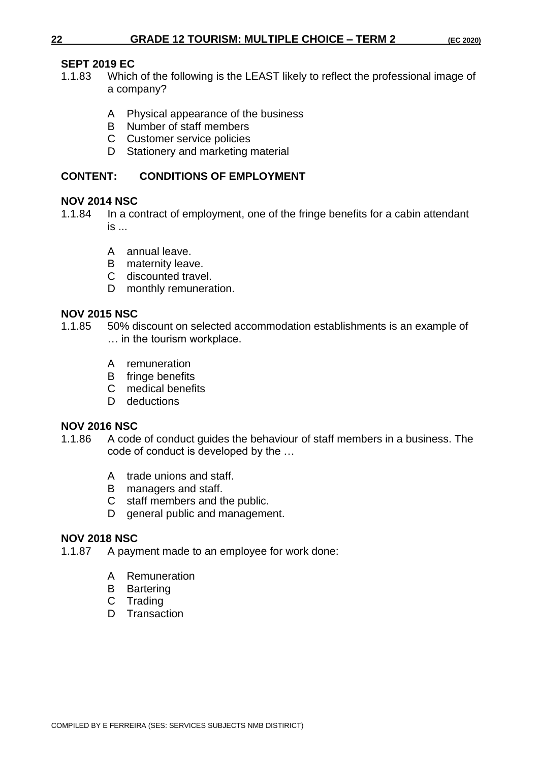**SEPT 2019 EC**

1.1.83 Which of the following is the LEAST likely to reflect the professional image of a company?

- A Physical appearance of the business
- B Number of staff members
- C Customer service policies
- D Stationery and marketing material

**CONTENT: CONDITIONS OF EMPLOYMENT**

**NOV 2014 NSC**

1.1.84 In a contract of employment, one of the fringe benefits for a cabin attendant is ...

- A annual leave.
- B maternity leave.
- C discounted travel.
- D monthly remuneration.

**NOV 2015 NSC**

1.1.85 50% discount on selected accommodation establishments is an example of … in the tourism workplace.

- A remuneration
- B fringe benefits
- C medical benefits
- D deductions

**NOV 2016 NSC**

1.1.86 A code of conduct guides the behaviour of staff members in a business. The code of conduct is developed by the …

- A trade unions and staff.
- B managers and staff.
- C staff members and the public.
- D general public and management.

**NOV 2018 NSC**

1.1.87 A payment made to an employee for work done:

- A Remuneration
- B Bartering
- C Trading
- D Transaction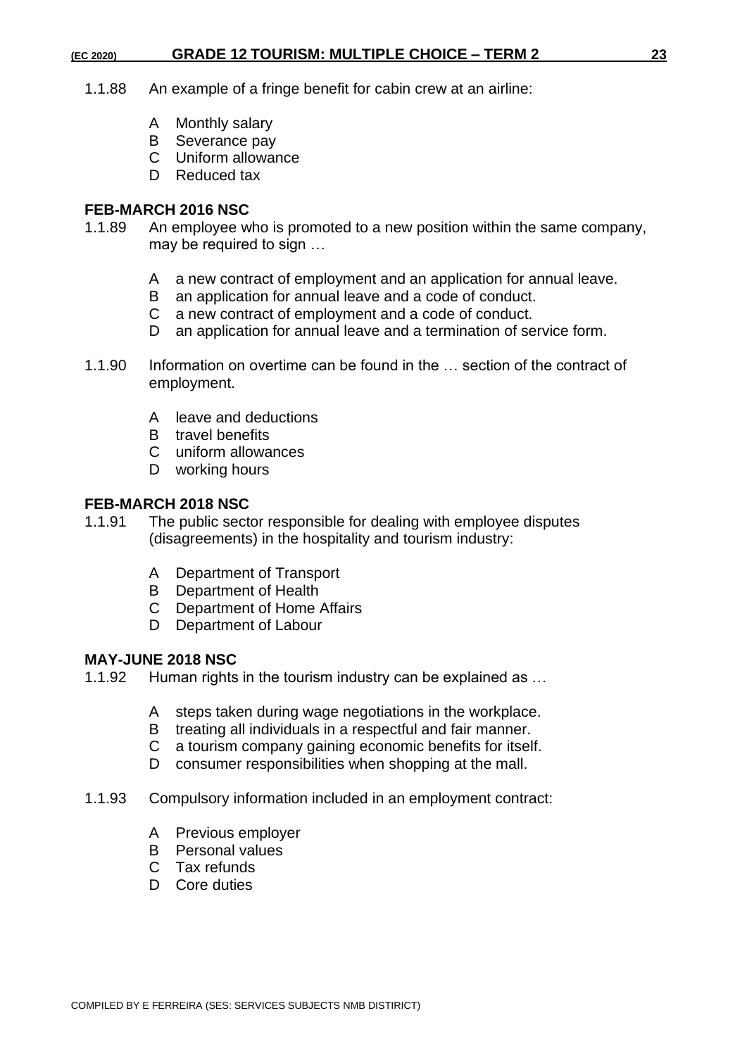1.1.88 An example of a fringe benefit for cabin crew at an airline:

A Monthly salary
B Severance pay
C Uniform allowance
D Reduced tax

**FEB-MARCH 2016 NSC**

1.1.89 An employee who is promoted to a new position within the same company, may be required to sign …

A a new contract of employment and an application for annual leave.
B an application for annual leave and a code of conduct.
C a new contract of employment and a code of conduct.
D an application for annual leave and a termination of service form.

1.1.90 Information on overtime can be found in the … section of the contract of employment.

A leave and deductions
B travel benefits
C uniform allowances
D working hours

**FEB-MARCH 2018 NSC**

1.1.91 The public sector responsible for dealing with employee disputes (disagreements) in the hospitality and tourism industry:

A Department of Transport
B Department of Health
C Department of Home Affairs
D Department of Labour

**MAY-JUNE 2018 NSC**

1.1.92 Human rights in the tourism industry can be explained as …

A steps taken during wage negotiations in the workplace.
B treating all individuals in a respectful and fair manner.
C a tourism company gaining economic benefits for itself.
D consumer responsibilities when shopping at the mall.

1.1.93 Compulsory information included in an employment contract:

A Previous employer
B Personal values
C Tax refunds
D Core duties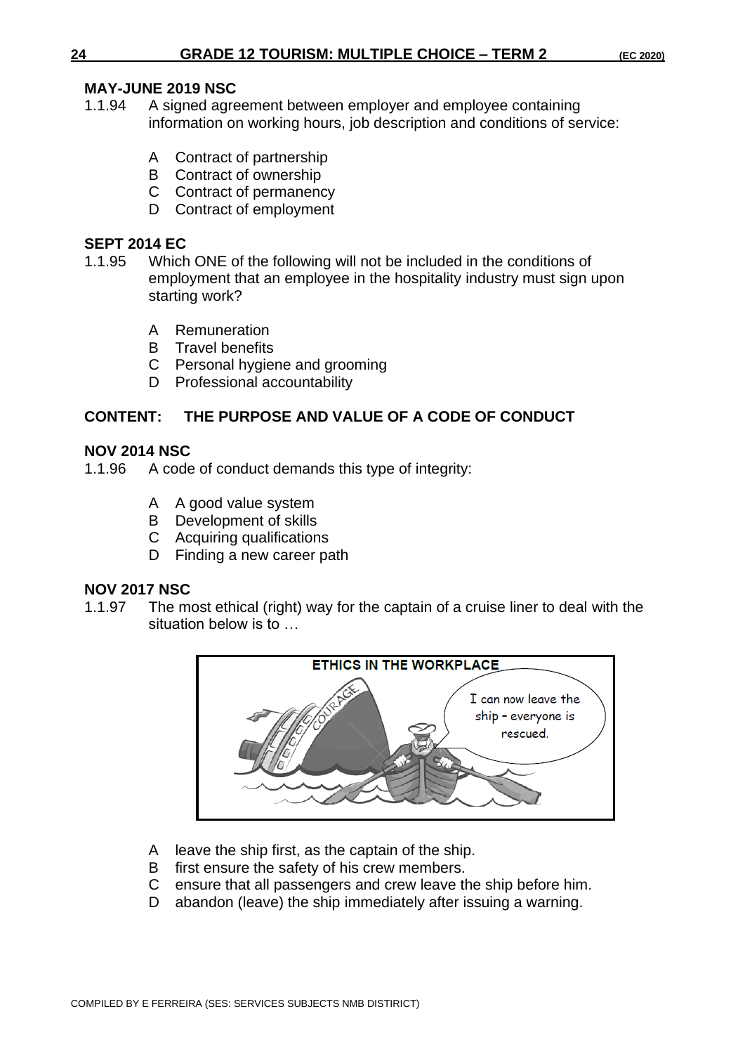**MAY-JUNE 2019 NSC**

1.1.94 A signed agreement between employer and employee containing information on working hours, job description and conditions of service:

- A Contract of partnership
- B Contract of ownership
- C Contract of permanency
- D Contract of employment

**SEPT 2014 EC**

1.1.95 Which ONE of the following will not be included in the conditions of employment that an employee in the hospitality industry must sign upon starting work?

- A Remuneration
- B Travel benefits
- C Personal hygiene and grooming
- D Professional accountability

## CONTENT: THE PURPOSE AND VALUE OF A CODE OF CONDUCT

**NOV 2014 NSC**

1.1.96 A code of conduct demands this type of integrity:

- A A good value system
- B Development of skills
- C Acquiring qualifications
- D Finding a new career path

**NOV 2017 NSC**

1.1.97 The most ethical (right) way for the captain of a cruise liner to deal with the situation below is to …

**ETHICS IN THE WORKPLACE**

- A leave the ship first, as the captain of the ship.
- B first ensure the safety of his crew members.
- C ensure that all passengers and crew leave the ship before him.
- D abandon (leave) the ship immediately after issuing a warning.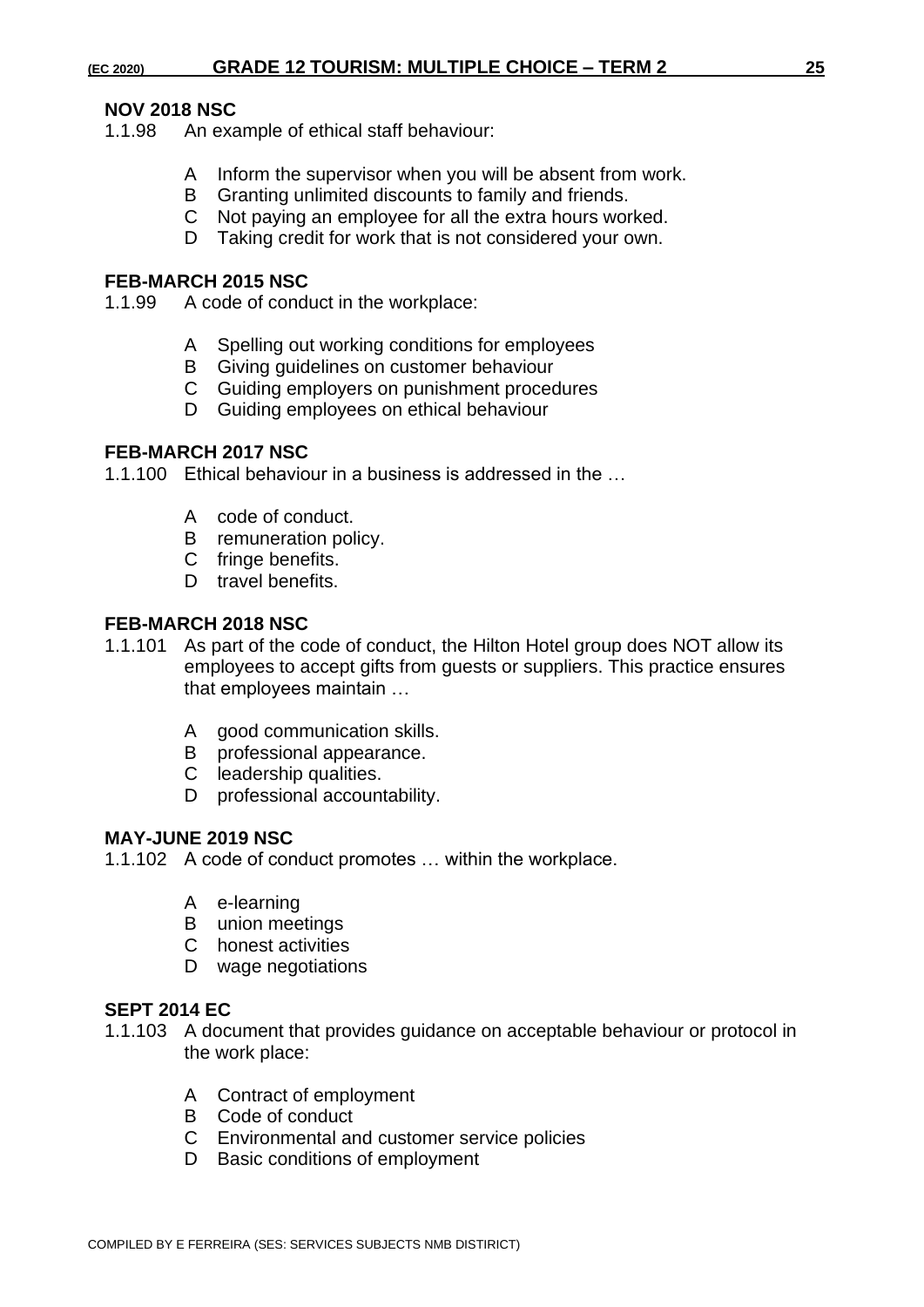**NOV 2018 NSC**

1.1.98 An example of ethical staff behaviour:

- A Inform the supervisor when you will be absent from work.
- B Granting unlimited discounts to family and friends.
- C Not paying an employee for all the extra hours worked.
- D Taking credit for work that is not considered your own.

**FEB-MARCH 2015 NSC**

1.1.99 A code of conduct in the workplace:

- A Spelling out working conditions for employees
- B Giving guidelines on customer behaviour
- C Guiding employers on punishment procedures
- D Guiding employees on ethical behaviour

**FEB-MARCH 2017 NSC**

1.1.100 Ethical behaviour in a business is addressed in the …

- A code of conduct.
- B remuneration policy.
- C fringe benefits.
- D travel benefits.

**FEB-MARCH 2018 NSC**

1.1.101 As part of the code of conduct, the Hilton Hotel group does NOT allow its employees to accept gifts from guests or suppliers. This practice ensures that employees maintain …

- A good communication skills.
- B professional appearance.
- C leadership qualities.
- D professional accountability.

**MAY-JUNE 2019 NSC**

1.1.102 A code of conduct promotes … within the workplace.

- A e-learning
- B union meetings
- C honest activities
- D wage negotiations

**SEPT 2014 EC**

1.1.103 A document that provides guidance on acceptable behaviour or protocol in the work place:

- A Contract of employment
- B Code of conduct
- C Environmental and customer service policies
- D Basic conditions of employment